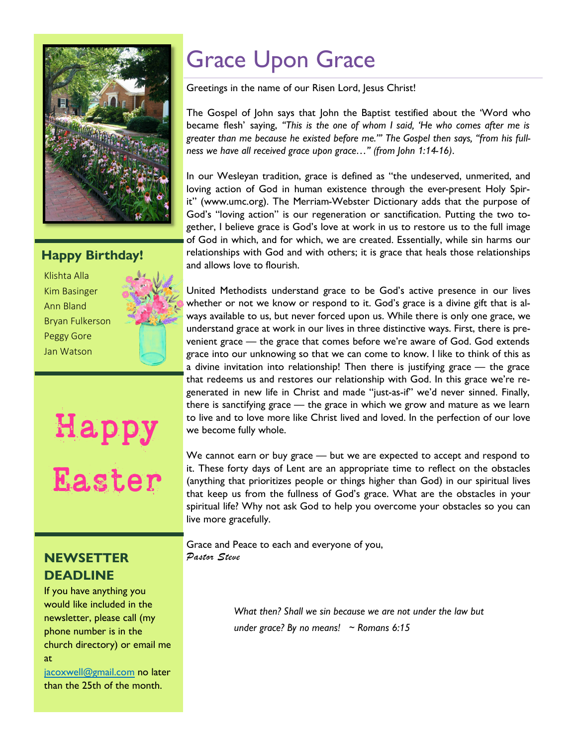# Grace Upon Grace

Greetings in the name of our Risen Lord, Jesus Christ!

The Gospel of John says that John the Baptist testified about the 'Word who became flesh' saying, *"This is the one of whom I said, 'He who comes after me is greater than me because he existed before me.'" The Gospel then says, "from his fullness we have all received grace upon grace…" (from John 1:14-16)*.

In our Wesleyan tradition, grace is defined as "the undeserved, unmerited, and loving action of God in human existence through the ever-present Holy Spirit" (www.umc.org). The Merriam-Webster Dictionary adds that the purpose of God's "loving action" is our regeneration or sanctification. Putting the two together, I believe grace is God's love at work in us to restore us to the full image of God in which, and for which, we are created. Essentially, while sin harms our relationships with God and with others; it is grace that heals those relationships and allows love to flourish.

United Methodists understand grace to be God's active presence in our lives whether or not we know or respond to it. God's grace is a divine gift that is always available to us, but never forced upon us. While there is only one grace, we understand grace at work in our lives in three distinctive ways. First, there is prevenient grace — the grace that comes before we're aware of God. God extends grace into our unknowing so that we can come to know. I like to think of this as a divine invitation into relationship! Then there is justifying grace — the grace that redeems us and restores our relationship with God. In this grace we're regenerated in new life in Christ and made "just-as-if" we'd never sinned. Finally, there is sanctifying grace — the grace in which we grow and mature as we learn to live and to love more like Christ lived and loved. In the perfection of our love we become fully whole.

We cannot earn or buy grace — but we are expected to accept and respond to it. These forty days of Lent are an appropriate time to reflect on the obstacles (anything that prioritizes people or things higher than God) in our spiritual lives that keep us from the fullness of God's grace. What are the obstacles in your spiritual life? Why not ask God to help you overcome your obstacles so you can live more gracefully.

Grace and Peace to each and everyone of you,
*Pastor Steve*

*What then? Shall we sin because we are not under the law but under grace? By no means! ~ Romans 6:15*

## Happy Birthday!

Klishta Alla
Kim Basinger
Ann Bland
Bryan Fulkerson
Peggy Gore
Jan Watson

## Happy Easter

## NEWSETTER DEADLINE

If you have anything you would like included in the newsletter, please call (my phone number is in the church directory) or email me at jacoxwell@gmail.com no later than the 25th of the month.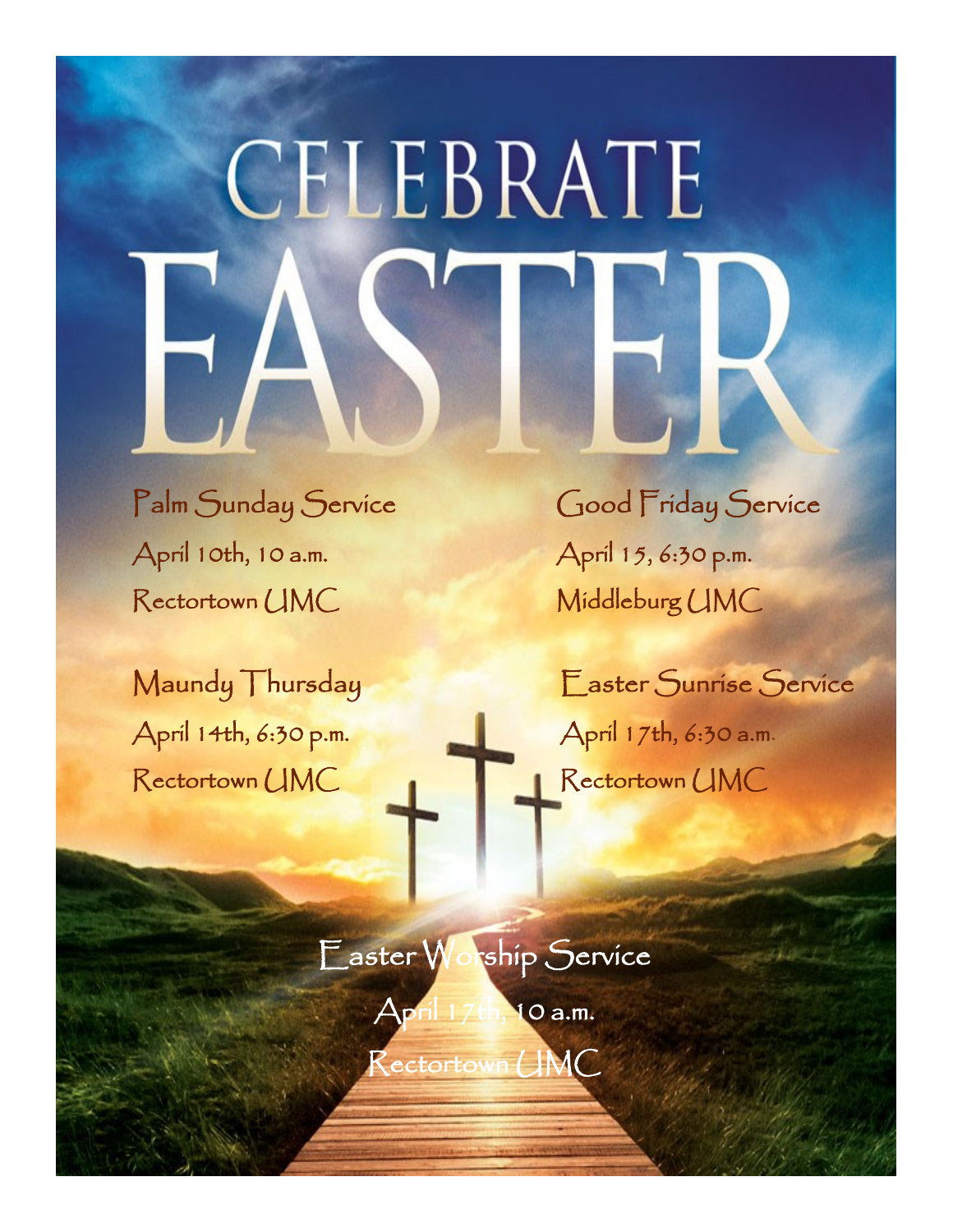# CELEBRATE EASTER

**Palm Sunday Service**
April 10th, 10 a.m.
Rectortown UMC

**Maundy Thursday**
April 14th, 6:30 p.m.
Rectortown UMC

**Good Friday Service**
April 15, 6:30 p.m.
Middleburg UMC

**Easter Sunrise Service**
April 17th, 6:30 a.m.
Rectortown UMC

**Easter Worship Service**
April 17th, 10 a.m.
Rectortown UMC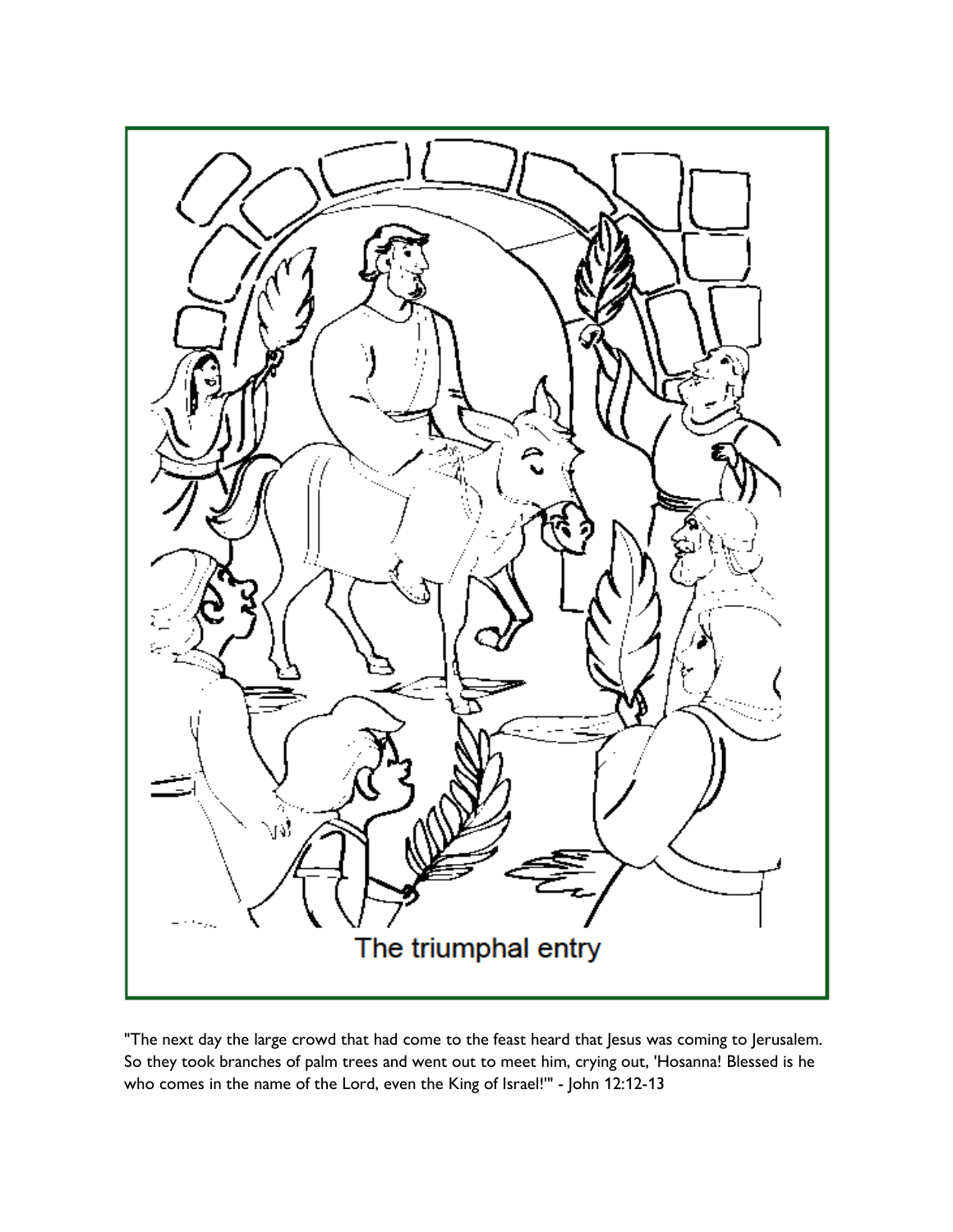The triumphal entry

"The next day the large crowd that had come to the feast heard that Jesus was coming to Jerusalem. So they took branches of palm trees and went out to meet him, crying out, 'Hosanna! Blessed is he who comes in the name of the Lord, even the King of Israel!'" - John 12:12-13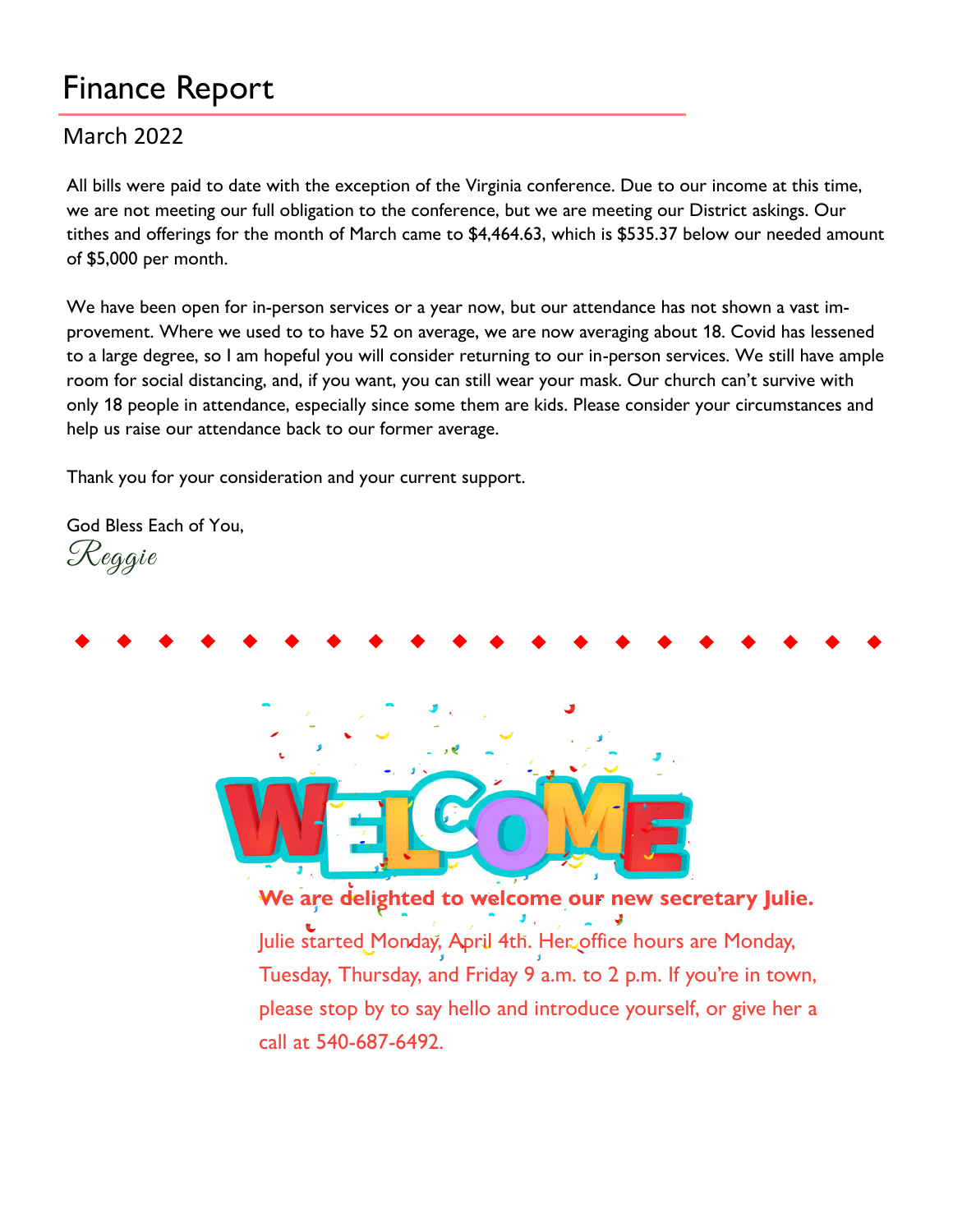# Finance Report

## March 2022

All bills were paid to date with the exception of the Virginia conference. Due to our income at this time, we are not meeting our full obligation to the conference, but we are meeting our District askings. Our tithes and offerings for the month of March came to $4,464.63, which is $535.37 below our needed amount of $5,000 per month.

We have been open for in-person services or a year now, but our attendance has not shown a vast improvement. Where we used to to have 52 on average, we are now averaging about 18. Covid has lessened to a large degree, so I am hopeful you will consider returning to our in-person services. We still have ample room for social distancing, and, if you want, you can still wear your mask. Our church can't survive with only 18 people in attendance, especially since some them are kids. Please consider your circumstances and help us raise our attendance back to our former average.

Thank you for your consideration and your current support.

God Bless Each of You,
*Reggie*

WELCOME

**We are delighted to welcome our new secretary Julie.**

Julie started Monday, April 4th. Her office hours are Monday, Tuesday, Thursday, and Friday 9 a.m. to 2 p.m. If you're in town, please stop by to say hello and introduce yourself, or give her a call at 540-687-6492.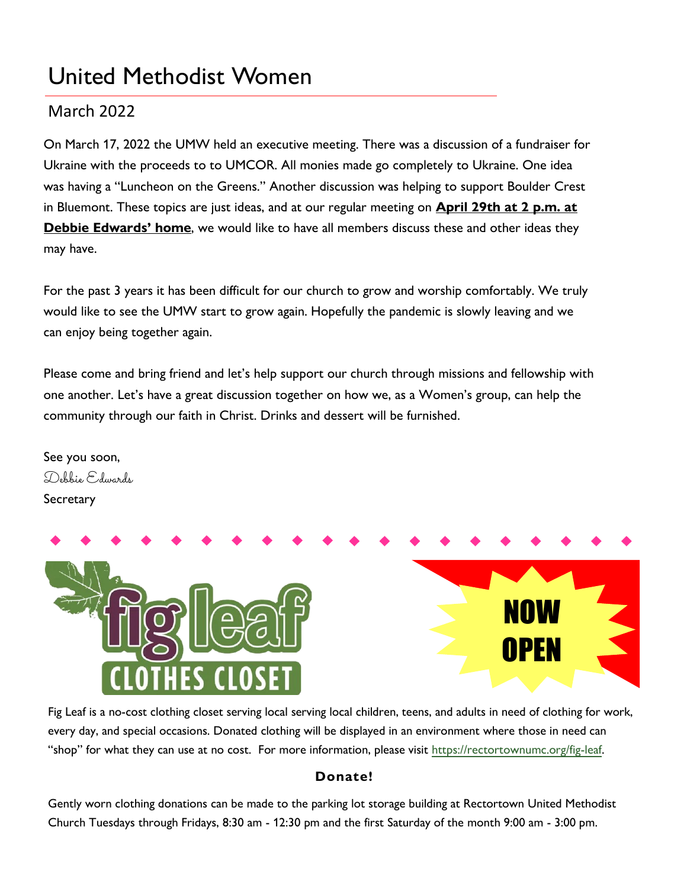# United Methodist Women

## March 2022

On March 17, 2022 the UMW held an executive meeting. There was a discussion of a fundraiser for Ukraine with the proceeds to to UMCOR. All monies made go completely to Ukraine. One idea was having a "Luncheon on the Greens." Another discussion was helping to support Boulder Crest in Bluemont. These topics are just ideas, and at our regular meeting on **April 29th at 2 p.m. at Debbie Edwards' home**, we would like to have all members discuss these and other ideas they may have.

For the past 3 years it has been difficult for our church to grow and worship comfortably. We truly would like to see the UMW start to grow again. Hopefully the pandemic is slowly leaving and we can enjoy being together again.

Please come and bring friend and let's help support our church through missions and fellowship with one another. Let's have a great discussion together on how we, as a Women's group, can help the community through our faith in Christ. Drinks and dessert will be furnished.

See you soon,
Debbie Edwards
Secretary

fig leaf CLOTHES CLOSET

NOW OPEN

Fig Leaf is a no-cost clothing closet serving local serving local children, teens, and adults in need of clothing for work, every day, and special occasions. Donated clothing will be displayed in an environment where those in need can "shop" for what they can use at no cost. For more information, please visit https://rectortownumc.org/fig-leaf.

**Donate!**

Gently worn clothing donations can be made to the parking lot storage building at Rectortown United Methodist Church Tuesdays through Fridays, 8:30 am - 12:30 pm and the first Saturday of the month 9:00 am - 3:00 pm.